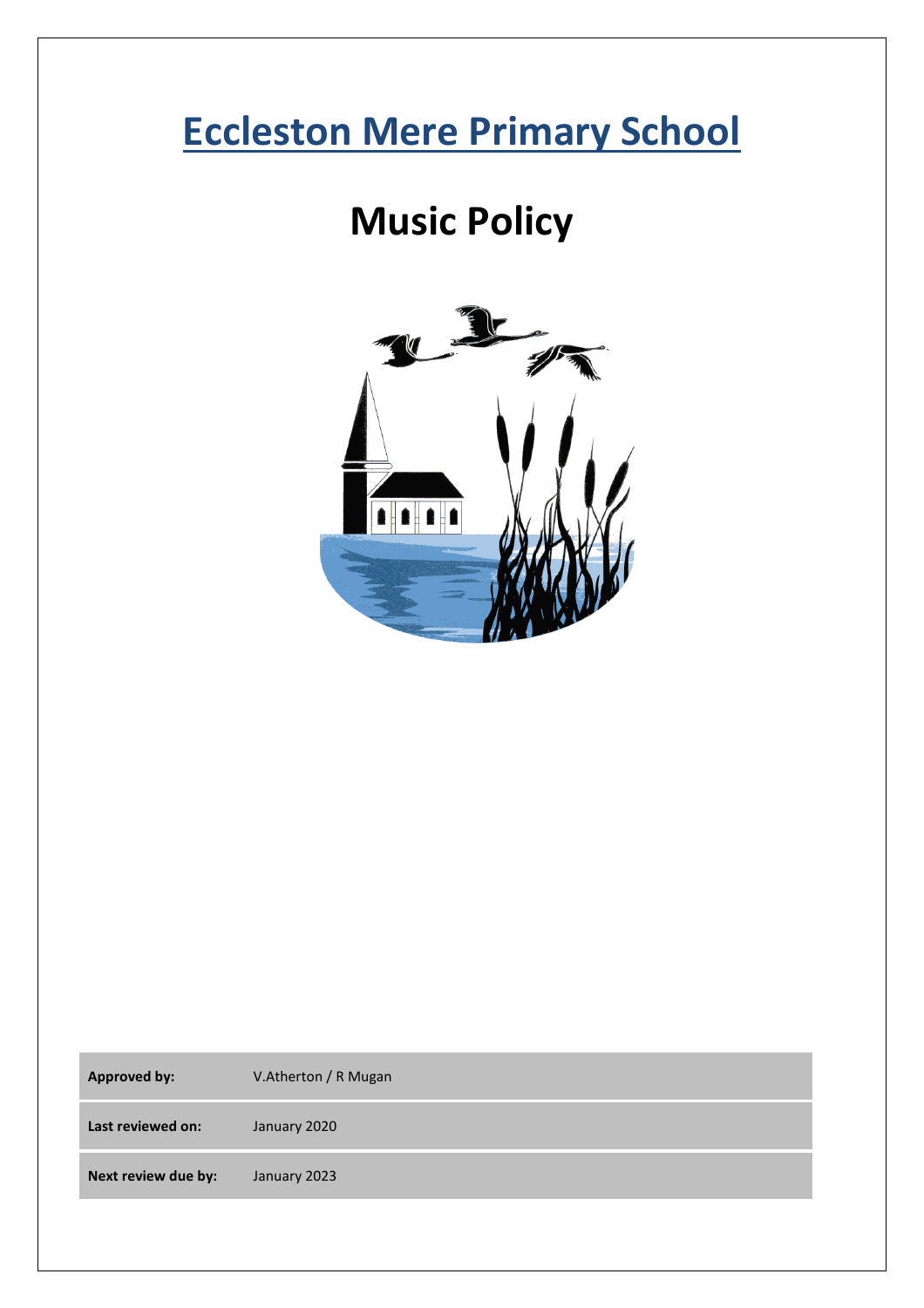# Eccleston Mere Primary School

# Music Policy

| **Approved by:** | V.Atherton / R Mugan |
|---|---|
| **Last reviewed on:** | January 2020 |
| **Next review due by:** | January 2023 |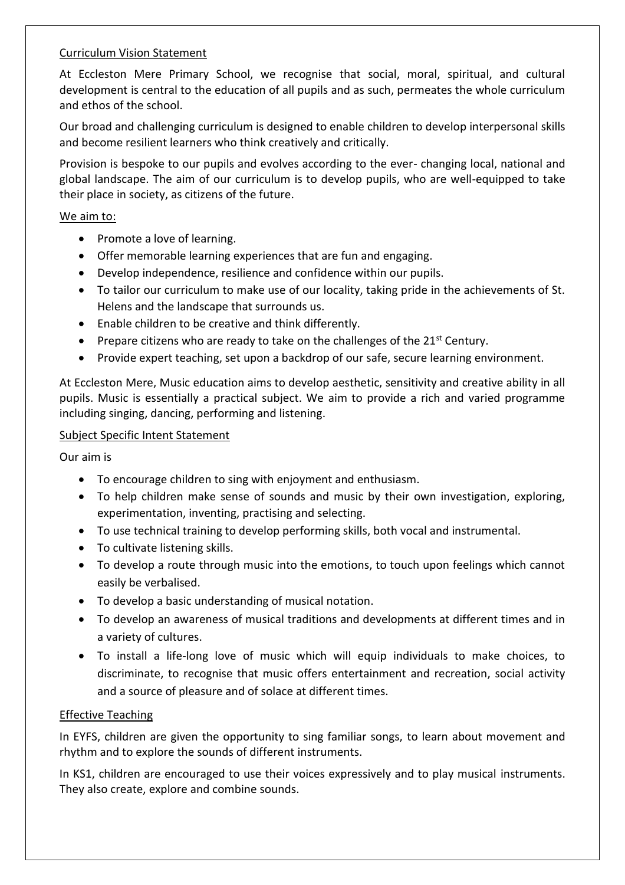## Curriculum Vision Statement

At Eccleston Mere Primary School, we recognise that social, moral, spiritual, and cultural development is central to the education of all pupils and as such, permeates the whole curriculum and ethos of the school.

Our broad and challenging curriculum is designed to enable children to develop interpersonal skills and become resilient learners who think creatively and critically.

Provision is bespoke to our pupils and evolves according to the ever- changing local, national and global landscape. The aim of our curriculum is to develop pupils, who are well-equipped to take their place in society, as citizens of the future.

### We aim to:

- Promote a love of learning.
- Offer memorable learning experiences that are fun and engaging.
- Develop independence, resilience and confidence within our pupils.
- To tailor our curriculum to make use of our locality, taking pride in the achievements of St. Helens and the landscape that surrounds us.
- Enable children to be creative and think differently.
- Prepare citizens who are ready to take on the challenges of the 21st Century.
- Provide expert teaching, set upon a backdrop of our safe, secure learning environment.

At Eccleston Mere, Music education aims to develop aesthetic, sensitivity and creative ability in all pupils. Music is essentially a practical subject. We aim to provide a rich and varied programme including singing, dancing, performing and listening.

## Subject Specific Intent Statement

Our aim is

- To encourage children to sing with enjoyment and enthusiasm.
- To help children make sense of sounds and music by their own investigation, exploring, experimentation, inventing, practising and selecting.
- To use technical training to develop performing skills, both vocal and instrumental.
- To cultivate listening skills.
- To develop a route through music into the emotions, to touch upon feelings which cannot easily be verbalised.
- To develop a basic understanding of musical notation.
- To develop an awareness of musical traditions and developments at different times and in a variety of cultures.
- To install a life-long love of music which will equip individuals to make choices, to discriminate, to recognise that music offers entertainment and recreation, social activity and a source of pleasure and of solace at different times.

## Effective Teaching

In EYFS, children are given the opportunity to sing familiar songs, to learn about movement and rhythm and to explore the sounds of different instruments.

In KS1, children are encouraged to use their voices expressively and to play musical instruments. They also create, explore and combine sounds.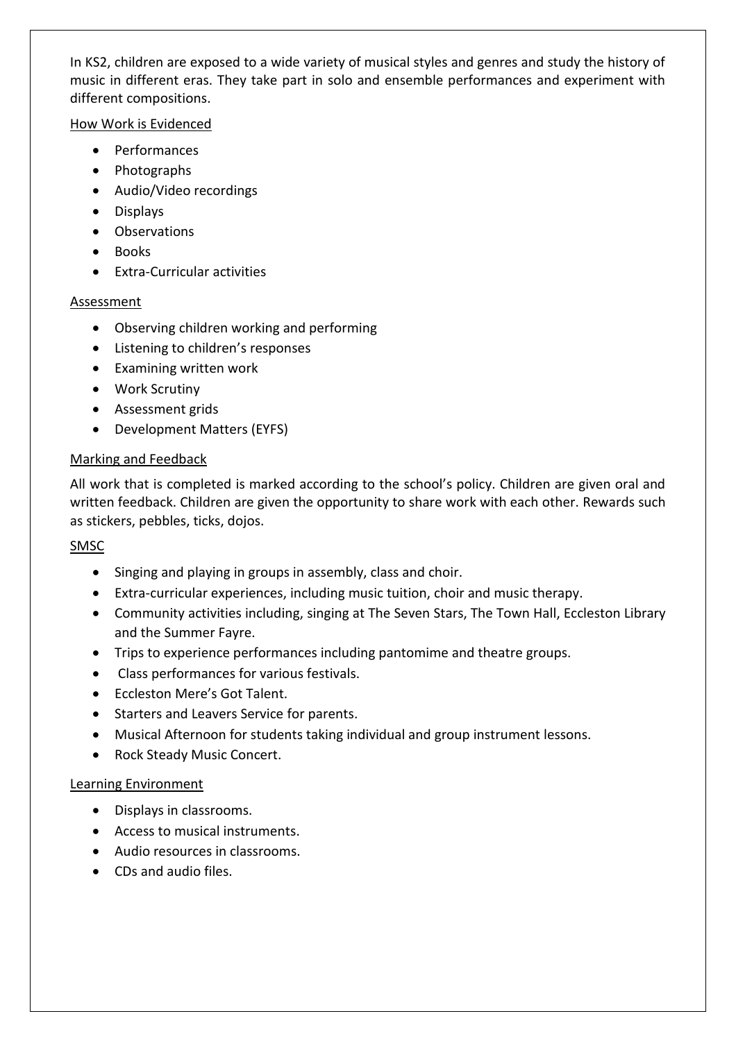In KS2, children are exposed to a wide variety of musical styles and genres and study the history of music in different eras. They take part in solo and ensemble performances and experiment with different compositions.

## How Work is Evidenced

- Performances
- Photographs
- Audio/Video recordings
- Displays
- Observations
- Books
- Extra-Curricular activities

## Assessment

- Observing children working and performing
- Listening to children's responses
- Examining written work
- Work Scrutiny
- Assessment grids
- Development Matters (EYFS)

## Marking and Feedback

All work that is completed is marked according to the school's policy. Children are given oral and written feedback. Children are given the opportunity to share work with each other. Rewards such as stickers, pebbles, ticks, dojos.

## SMSC

- Singing and playing in groups in assembly, class and choir.
- Extra-curricular experiences, including music tuition, choir and music therapy.
- Community activities including, singing at The Seven Stars, The Town Hall, Eccleston Library and the Summer Fayre.
- Trips to experience performances including pantomime and theatre groups.
- Class performances for various festivals.
- Eccleston Mere's Got Talent.
- Starters and Leavers Service for parents.
- Musical Afternoon for students taking individual and group instrument lessons.
- Rock Steady Music Concert.

## Learning Environment

- Displays in classrooms.
- Access to musical instruments.
- Audio resources in classrooms.
- CDs and audio files.